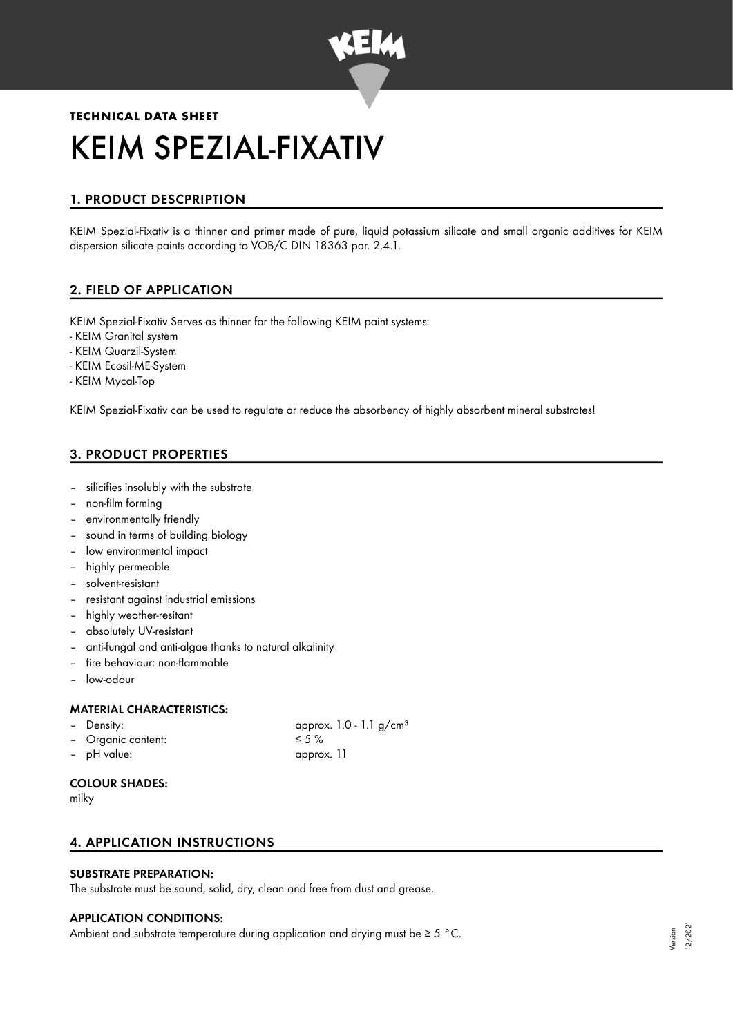**TECHNICAL DATA SHEET**

# KEIM SPEZIAL-FIXATIV

## 1. PRODUCT DESCPRIPTION

KEIM Spezial-Fixativ is a thinner and primer made of pure, liquid potassium silicate and small organic additives for KEIM dispersion silicate paints according to VOB/C DIN 18363 par. 2.4.1.

## 2. FIELD OF APPLICATION

KEIM Spezial-Fixativ Serves as thinner for the following KEIM paint systems:
- KEIM Granital system
- KEIM Quarzil-System
- KEIM Ecosil-ME-System
- KEIM Mycal-Top

KEIM Spezial-Fixativ can be used to regulate or reduce the absorbency of highly absorbent mineral substrates!

## 3. PRODUCT PROPERTIES

- silicifies insolubly with the substrate
- non-film forming
- environmentally friendly
- sound in terms of building biology
- low environmental impact
- highly permeable
- solvent-resistant
- resistant against industrial emissions
- highly weather-resitant
- absolutely UV-resistant
- anti-fungal and anti-algae thanks to natural alkalinity
- fire behaviour: non-flammable
- low-odour

### MATERIAL CHARACTERISTICS:

| | |
|---|---|
| – Density: | approx. 1.0 - 1.1 g/cm³ |
| – Organic content: | ≤ 5 % |
| – pH value: | approx. 11 |

### COLOUR SHADES:

milky

## 4. APPLICATION INSTRUCTIONS

### SUBSTRATE PREPARATION:

The substrate must be sound, solid, dry, clean and free from dust and grease.

### APPLICATION CONDITIONS:

Ambient and substrate temperature during application and drying must be ≥ 5 °C.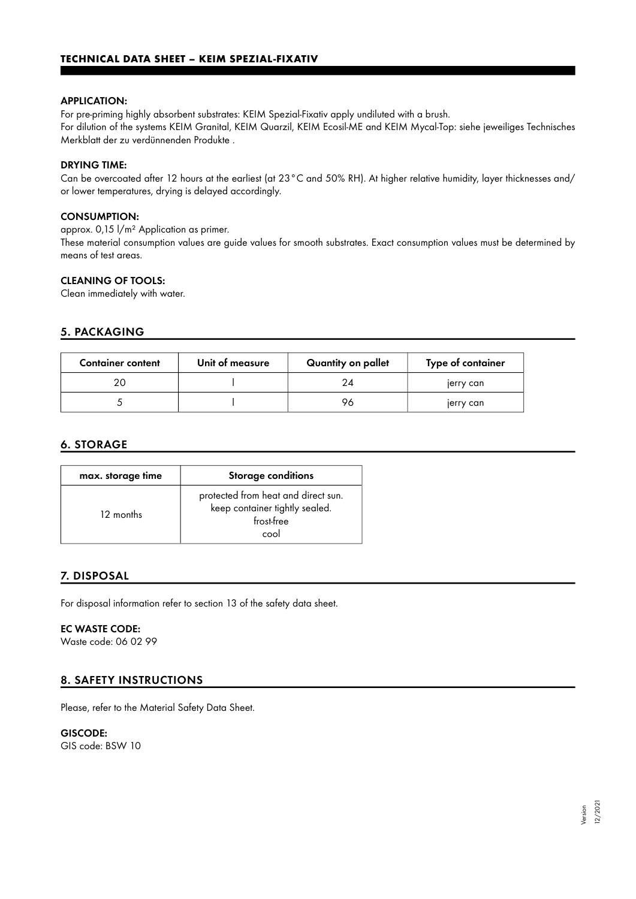#### APPLICATION:

For pre-priming highly absorbent substrates: KEIM Spezial-Fixativ apply undiluted with a brush.
For dilution of the systems KEIM Granital, KEIM Quarzil, KEIM Ecosil-ME and KEIM Mycal-Top: siehe jeweiliges Technisches Merkblatt der zu verdünnenden Produkte .

#### DRYING TIME:

Can be overcoated after 12 hours at the earliest (at 23 °C and 50% RH). At higher relative humidity, layer thicknesses and/ or lower temperatures, drying is delayed accordingly.

#### CONSUMPTION:

approx. 0,15 l/m² Application as primer.
These material consumption values are guide values for smooth substrates. Exact consumption values must be determined by means of test areas.

#### CLEANING OF TOOLS:

Clean immediately with water.

## 5. PACKAGING

| Container content | Unit of measure | Quantity on pallet | Type of container |
|---|---|---|---|
| 20 | l | 24 | jerry can |
| 5 | l | 96 | jerry can |

## 6. STORAGE

| max. storage time | Storage conditions |
|---|---|
| 12 months | protected from heat and direct sun. keep container tightly sealed. frost-free cool |

## 7. DISPOSAL

For disposal information refer to section 13 of the safety data sheet.

#### EC WASTE CODE:

Waste code: 06 02 99

## 8. SAFETY INSTRUCTIONS

Please, refer to the Material Safety Data Sheet.

#### GISCODE:

GIS code: BSW 10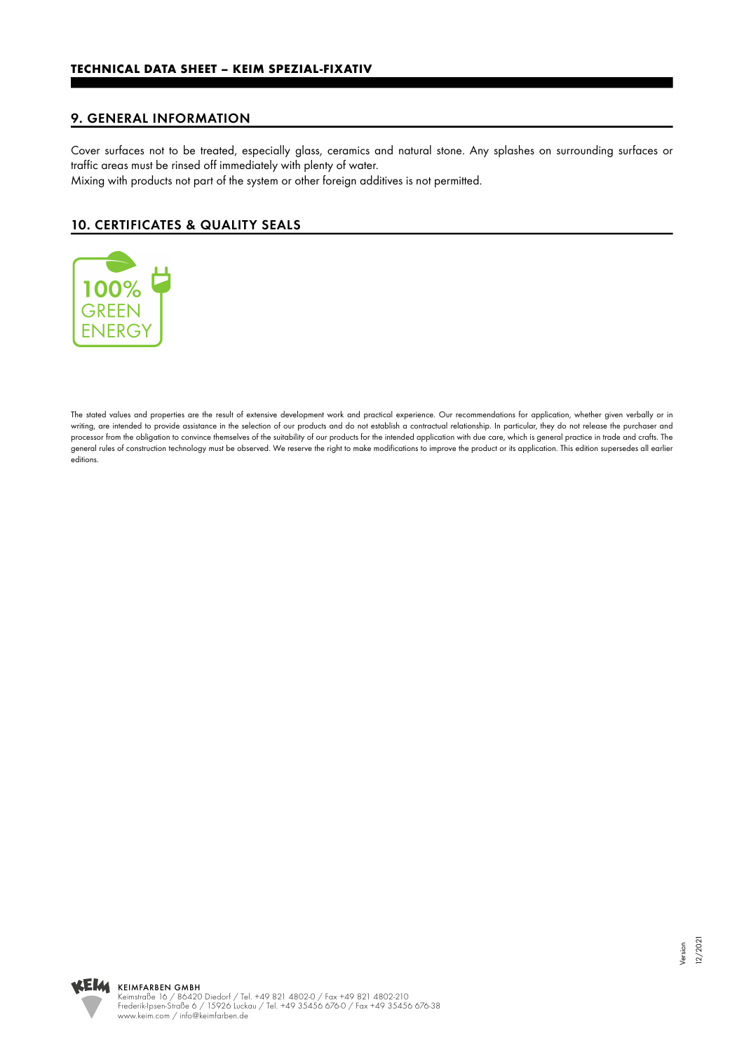## 9. GENERAL INFORMATION

Cover surfaces not to be treated, especially glass, ceramics and natural stone. Any splashes on surrounding surfaces or traffic areas must be rinsed off immediately with plenty of water.
Mixing with products not part of the system or other foreign additives is not permitted.

## 10. CERTIFICATES & QUALITY SEALS

100% GREEN ENERGY

The stated values and properties are the result of extensive development work and practical experience. Our recommendations for application, whether given verbally or in writing, are intended to provide assistance in the selection of our products and do not establish a contractual relationship. In particular, they do not release the purchaser and processor from the obligation to convince themselves of the suitability of our products for the intended application with due care, which is general practice in trade and crafts. The general rules of construction technology must be observed. We reserve the right to make modifications to improve the product or its application. This edition supersedes all earlier editions.

KEIMFARBEN GMBH
Keimstraße 16 / 86420 Diedorf / Tel. +49 821 4802-0 / Fax +49 821 4802-210
Frederik-Ipsen-Straße 6 / 15926 Luckau / Tel. +49 35456 676-0 / Fax +49 35456 676-38
www.keim.com / info@keimfarben.de

Version 12/2021